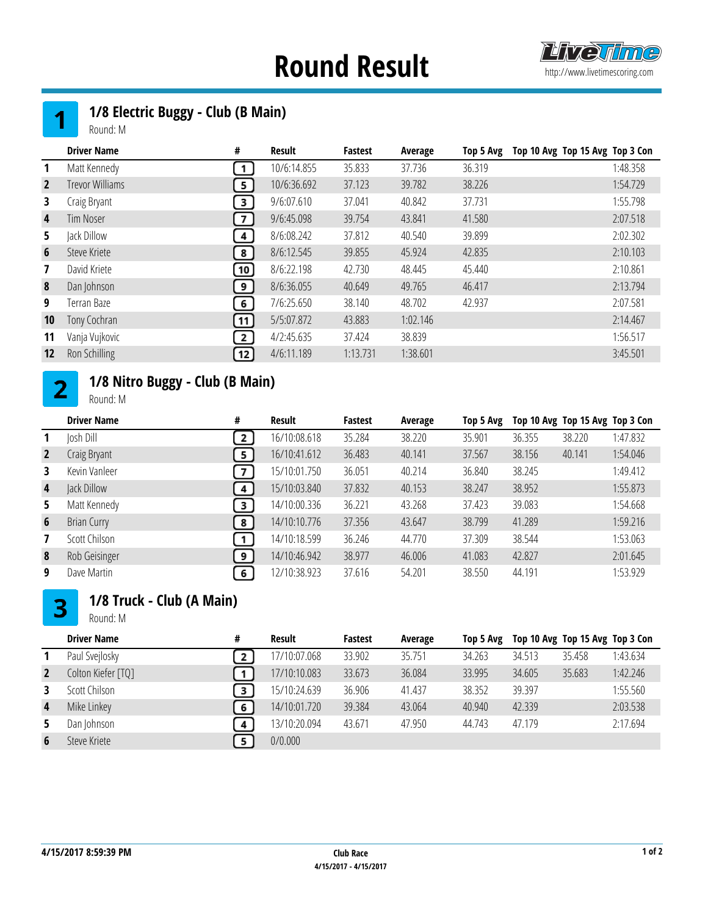# Round Result

http://www.livetimescoring.com

## 1 — 1/8 Electric Buggy - Club (B Main)

Round: M

| | Driver Name | # | Result | Fastest | Average | Top 5 Avg | Top 10 Avg | Top 15 Avg | Top 3 Con |
|---|---|---|---|---|---|---|---|---|---|
| 1 | Matt Kennedy | 1 | 10/6:14.855 | 35.833 | 37.736 | 36.319 | | | 1:48.358 |
| 2 | Trevor Williams | 5 | 10/6:36.692 | 37.123 | 39.782 | 38.226 | | | 1:54.729 |
| 3 | Craig Bryant | 3 | 9/6:07.610 | 37.041 | 40.842 | 37.731 | | | 1:55.798 |
| 4 | Tim Noser | 7 | 9/6:45.098 | 39.754 | 43.841 | 41.580 | | | 2:07.518 |
| 5 | Jack Dillow | 4 | 8/6:08.242 | 37.812 | 40.540 | 39.899 | | | 2:02.302 |
| 6 | Steve Kriete | 8 | 8/6:12.545 | 39.855 | 45.924 | 42.835 | | | 2:10.103 |
| 7 | David Kriete | 10 | 8/6:22.198 | 42.730 | 48.445 | 45.440 | | | 2:10.861 |
| 8 | Dan Johnson | 9 | 8/6:36.055 | 40.649 | 49.765 | 46.417 | | | 2:13.794 |
| 9 | Terran Baze | 6 | 7/6:25.650 | 38.140 | 48.702 | 42.937 | | | 2:07.581 |
| 10 | Tony Cochran | 11 | 5/5:07.872 | 43.883 | 1:02.146 | | | | 2:14.467 |
| 11 | Vanja Vujkovic | 2 | 4/2:45.635 | 37.424 | 38.839 | | | | 1:56.517 |
| 12 | Ron Schilling | 12 | 4/6:11.189 | 1:13.731 | 1:38.601 | | | | 3:45.501 |

## 2 — 1/8 Nitro Buggy - Club (B Main)

Round: M

| | Driver Name | # | Result | Fastest | Average | Top 5 Avg | Top 10 Avg | Top 15 Avg | Top 3 Con |
|---|---|---|---|---|---|---|---|---|---|
| 1 | Josh Dill | 2 | 16/10:08.618 | 35.284 | 38.220 | 35.901 | 36.355 | 38.220 | 1:47.832 |
| 2 | Craig Bryant | 5 | 16/10:41.612 | 36.483 | 40.141 | 37.567 | 38.156 | 40.141 | 1:54.046 |
| 3 | Kevin Vanleer | 7 | 15/10:01.750 | 36.051 | 40.214 | 36.840 | 38.245 | | 1:49.412 |
| 4 | Jack Dillow | 4 | 15/10:03.840 | 37.832 | 40.153 | 38.247 | 38.952 | | 1:55.873 |
| 5 | Matt Kennedy | 3 | 14/10:00.336 | 36.221 | 43.268 | 37.423 | 39.083 | | 1:54.668 |
| 6 | Brian Curry | 8 | 14/10:10.776 | 37.356 | 43.647 | 38.799 | 41.289 | | 1:59.216 |
| 7 | Scott Chilson | 1 | 14/10:18.599 | 36.246 | 44.770 | 37.309 | 38.544 | | 1:53.063 |
| 8 | Rob Geisinger | 9 | 14/10:46.942 | 38.977 | 46.006 | 41.083 | 42.827 | | 2:01.645 |
| 9 | Dave Martin | 6 | 12/10:38.923 | 37.616 | 54.201 | 38.550 | 44.191 | | 1:53.929 |

## 3 — 1/8 Truck - Club (A Main)

Round: M

| | Driver Name | # | Result | Fastest | Average | Top 5 Avg | Top 10 Avg | Top 15 Avg | Top 3 Con |
|---|---|---|---|---|---|---|---|---|---|
| 1 | Paul Svejlosky | 2 | 17/10:07.068 | 33.902 | 35.751 | 34.263 | 34.513 | 35.458 | 1:43.634 |
| 2 | Colton Kiefer [TQ] | 1 | 17/10:10.083 | 33.673 | 36.084 | 33.995 | 34.605 | 35.683 | 1:42.246 |
| 3 | Scott Chilson | 3 | 15/10:24.639 | 36.906 | 41.437 | 38.352 | 39.397 | | 1:55.560 |
| 4 | Mike Linkey | 6 | 14/10:01.720 | 39.384 | 43.064 | 40.940 | 42.339 | | 2:03.538 |
| 5 | Dan Johnson | 4 | 13/10:20.094 | 43.671 | 47.950 | 44.743 | 47.179 | | 2:17.694 |
| 6 | Steve Kriete | 5 | 0/0.000 | | | | | | |

4/15/2017 8:59:39 PM

Club Race
4/15/2017 - 4/15/2017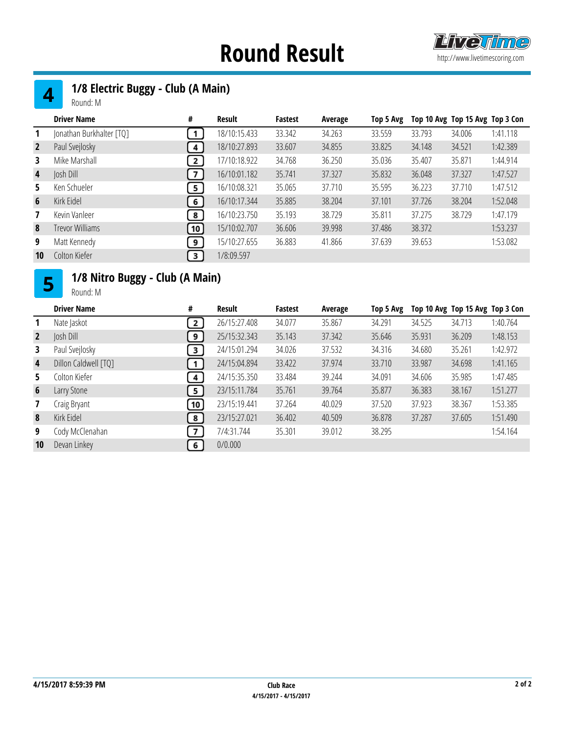# Round Result

http://www.livetimescoring.com

## 4 1/8 Electric Buggy - Club (A Main)

Round: M

| | Driver Name | # | Result | Fastest | Average | Top 5 Avg | Top 10 Avg | Top 15 Avg | Top 3 Con |
|---|---|---|---|---|---|---|---|---|---|
| 1 | Jonathan Burkhalter [TQ] | 1 | 18/10:15.433 | 33.342 | 34.263 | 33.559 | 33.793 | 34.006 | 1:41.118 |
| 2 | Paul Svejlosky | 4 | 18/10:27.893 | 33.607 | 34.855 | 33.825 | 34.148 | 34.521 | 1:42.389 |
| 3 | Mike Marshall | 2 | 17/10:18.922 | 34.768 | 36.250 | 35.036 | 35.407 | 35.871 | 1:44.914 |
| 4 | Josh Dill | 7 | 16/10:01.182 | 35.741 | 37.327 | 35.832 | 36.048 | 37.327 | 1:47.527 |
| 5 | Ken Schueler | 5 | 16/10:08.321 | 35.065 | 37.710 | 35.595 | 36.223 | 37.710 | 1:47.512 |
| 6 | Kirk Eidel | 6 | 16/10:17.344 | 35.885 | 38.204 | 37.101 | 37.726 | 38.204 | 1:52.048 |
| 7 | Kevin Vanleer | 8 | 16/10:23.750 | 35.193 | 38.729 | 35.811 | 37.275 | 38.729 | 1:47.179 |
| 8 | Trevor Williams | 10 | 15/10:02.707 | 36.606 | 39.998 | 37.486 | 38.372 | | 1:53.237 |
| 9 | Matt Kennedy | 9 | 15/10:27.655 | 36.883 | 41.866 | 37.639 | 39.653 | | 1:53.082 |
| 10 | Colton Kiefer | 3 | 1/8:09.597 | | | | | | |

## 5 1/8 Nitro Buggy - Club (A Main)

Round: M

| | Driver Name | # | Result | Fastest | Average | Top 5 Avg | Top 10 Avg | Top 15 Avg | Top 3 Con |
|---|---|---|---|---|---|---|---|---|---|
| 1 | Nate Jaskot | 2 | 26/15:27.408 | 34.077 | 35.867 | 34.291 | 34.525 | 34.713 | 1:40.764 |
| 2 | Josh Dill | 9 | 25/15:32.343 | 35.143 | 37.342 | 35.646 | 35.931 | 36.209 | 1:48.153 |
| 3 | Paul Svejlosky | 3 | 24/15:01.294 | 34.026 | 37.532 | 34.316 | 34.680 | 35.261 | 1:42.972 |
| 4 | Dillon Caldwell [TQ] | 1 | 24/15:04.894 | 33.422 | 37.974 | 33.710 | 33.987 | 34.698 | 1:41.165 |
| 5 | Colton Kiefer | 4 | 24/15:35.350 | 33.484 | 39.244 | 34.091 | 34.606 | 35.985 | 1:47.485 |
| 6 | Larry Stone | 5 | 23/15:11.784 | 35.761 | 39.764 | 35.877 | 36.383 | 38.167 | 1:51.277 |
| 7 | Craig Bryant | 10 | 23/15:19.441 | 37.264 | 40.029 | 37.520 | 37.923 | 38.367 | 1:53.385 |
| 8 | Kirk Eidel | 8 | 23/15:27.021 | 36.402 | 40.509 | 36.878 | 37.287 | 37.605 | 1:51.490 |
| 9 | Cody McClenahan | 7 | 7/4:31.744 | 35.301 | 39.012 | 38.295 | | | 1:54.164 |
| 10 | Devan Linkey | 6 | 0/0.000 | | | | | | |

4/15/2017 8:59:39 PM

Club Race
4/15/2017 - 4/15/2017